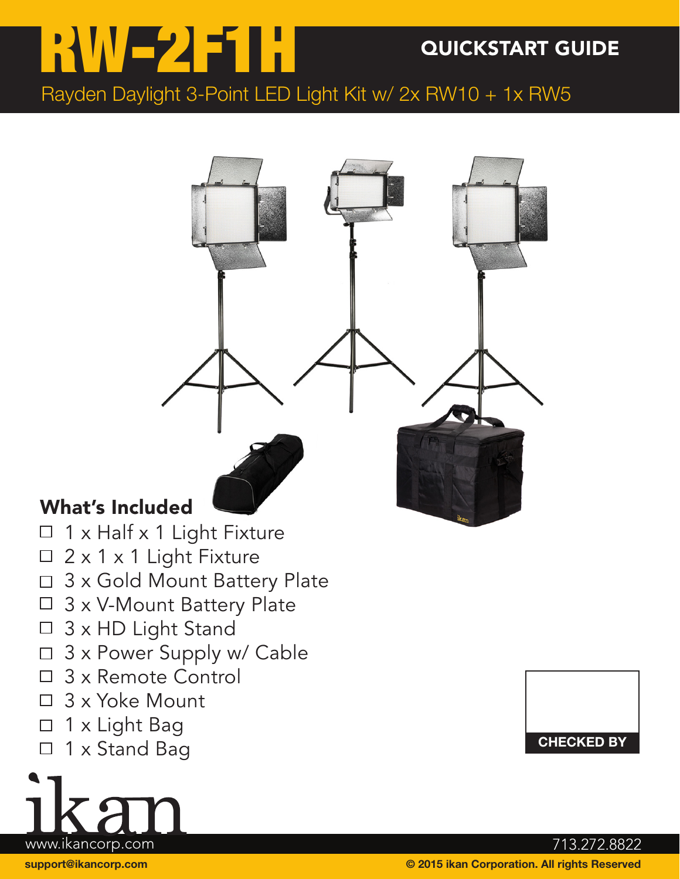# RW-2F1H

## QUICKSTART GUIDE

Rayden Daylight 3-Point LED Light Kit w/ 2x RW10 + 1x RW5

## What's Included

- ☐ 1 x Half x 1 Light Fixture
- ☐ 2 x 1 x 1 Light Fixture
- ☐ 3 x Gold Mount Battery Plate
- ☐ 3 x V-Mount Battery Plate
- ☐ 3 x HD Light Stand
- ☐ 3 x Power Supply w/ Cable
- ☐ 3 x Remote Control
- ☐ 3 x Yoke Mount
- ☐ 1 x Light Bag
- ☐ 1 x Stand Bag

CHECKED BY

ikan

www.ikancorp.com

713.272.8822

support@ikancorp.com

© 2015 ikan Corporation. All rights Reserved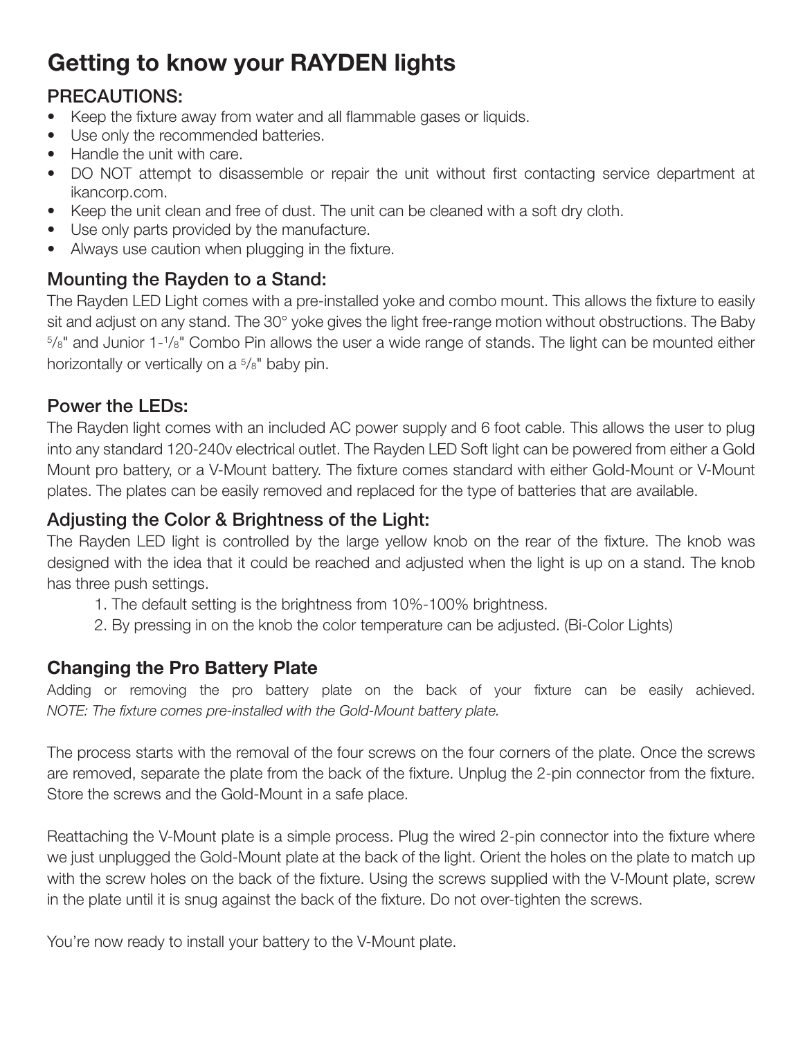# Getting to know your RAYDEN lights

## PRECAUTIONS:

- Keep the fixture away from water and all flammable gases or liquids.
- Use only the recommended batteries.
- Handle the unit with care.
- DO NOT attempt to disassemble or repair the unit without first contacting service department at ikancorp.com.
- Keep the unit clean and free of dust. The unit can be cleaned with a soft dry cloth.
- Use only parts provided by the manufacture.
- Always use caution when plugging in the fixture.

## Mounting the Rayden to a Stand:

The Rayden LED Light comes with a pre-installed yoke and combo mount. This allows the fixture to easily sit and adjust on any stand. The 30° yoke gives the light free-range motion without obstructions. The Baby 5/8" and Junior 1-1/8" Combo Pin allows the user a wide range of stands. The light can be mounted either horizontally or vertically on a 5/8" baby pin.

## Power the LEDs:

The Rayden light comes with an included AC power supply and 6 foot cable. This allows the user to plug into any standard 120-240v electrical outlet. The Rayden LED Soft light can be powered from either a Gold Mount pro battery, or a V-Mount battery. The fixture comes standard with either Gold-Mount or V-Mount plates. The plates can be easily removed and replaced for the type of batteries that are available.

## Adjusting the Color & Brightness of the Light:

The Rayden LED light is controlled by the large yellow knob on the rear of the fixture. The knob was designed with the idea that it could be reached and adjusted when the light is up on a stand. The knob has three push settings.

1. The default setting is the brightness from 10%-100% brightness.
2. By pressing in on the knob the color temperature can be adjusted. (Bi-Color Lights)

## Changing the Pro Battery Plate

Adding or removing the pro battery plate on the back of your fixture can be easily achieved. *NOTE: The fixture comes pre-installed with the Gold-Mount battery plate.*

The process starts with the removal of the four screws on the four corners of the plate. Once the screws are removed, separate the plate from the back of the fixture. Unplug the 2-pin connector from the fixture. Store the screws and the Gold-Mount in a safe place.

Reattaching the V-Mount plate is a simple process. Plug the wired 2-pin connector into the fixture where we just unplugged the Gold-Mount plate at the back of the light. Orient the holes on the plate to match up with the screw holes on the back of the fixture. Using the screws supplied with the V-Mount plate, screw in the plate until it is snug against the back of the fixture. Do not over-tighten the screws.

You're now ready to install your battery to the V-Mount plate.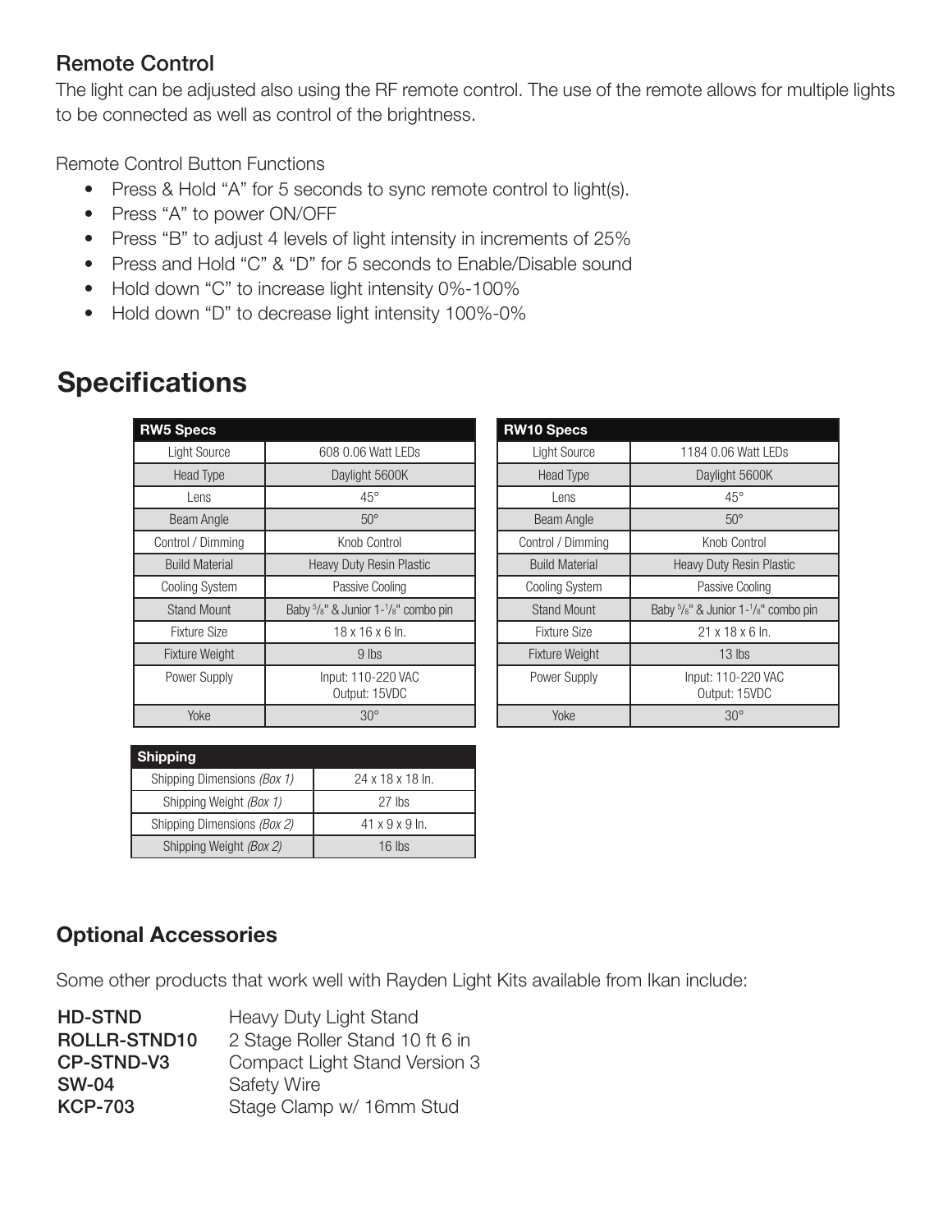### Remote Control

The light can be adjusted also using the RF remote control. The use of the remote allows for multiple lights to be connected as well as control of the brightness.

Remote Control Button Functions

- Press & Hold “A” for 5 seconds to sync remote control to light(s).
- Press “A” to power ON/OFF
- Press “B” to adjust 4 levels of light intensity in increments of 25%
- Press and Hold “C” & “D” for 5 seconds to Enable/Disable sound
- Hold down “C” to increase light intensity 0%-100%
- Hold down “D” to decrease light intensity 100%-0%

## Specifications

| RW5 Specs | |
|---|---|
| Light Source | 608 0.06 Watt LEDs |
| Head Type | Daylight 5600K |
| Lens | 45° |
| Beam Angle | 50° |
| Control / Dimming | Knob Control |
| Build Material | Heavy Duty Resin Plastic |
| Cooling System | Passive Cooling |
| Stand Mount | Baby 5/8" & Junior 1-1/8" combo pin |
| Fixture Size | 18 x 16 x 6 In. |
| Fixture Weight | 9 lbs |
| Power Supply | Input: 110-220 VAC<br>Output: 15VDC |
| Yoke | 30° |

| RW10 Specs | |
|---|---|
| Light Source | 1184 0.06 Watt LEDs |
| Head Type | Daylight 5600K |
| Lens | 45° |
| Beam Angle | 50° |
| Control / Dimming | Knob Control |
| Build Material | Heavy Duty Resin Plastic |
| Cooling System | Passive Cooling |
| Stand Mount | Baby 5/8" & Junior 1-1/8" combo pin |
| Fixture Size | 21 x 18 x 6 In. |
| Fixture Weight | 13 lbs |
| Power Supply | Input: 110-220 VAC<br>Output: 15VDC |
| Yoke | 30° |

| Shipping | |
|---|---|
| Shipping Dimensions *(Box 1)* | 24 x 18 x 18 In. |
| Shipping Weight *(Box 1)* | 27 lbs |
| Shipping Dimensions *(Box 2)* | 41 x 9 x 9 In. |
| Shipping Weight *(Box 2)* | 16 lbs |

### Optional Accessories

Some other products that work well with Rayden Light Kits available from Ikan include:

**HD-STND** Heavy Duty Light Stand
**ROLLR-STND10** 2 Stage Roller Stand 10 ft 6 in
**CP-STND-V3** Compact Light Stand Version 3
**SW-04** Safety Wire
**KCP-703** Stage Clamp w/ 16mm Stud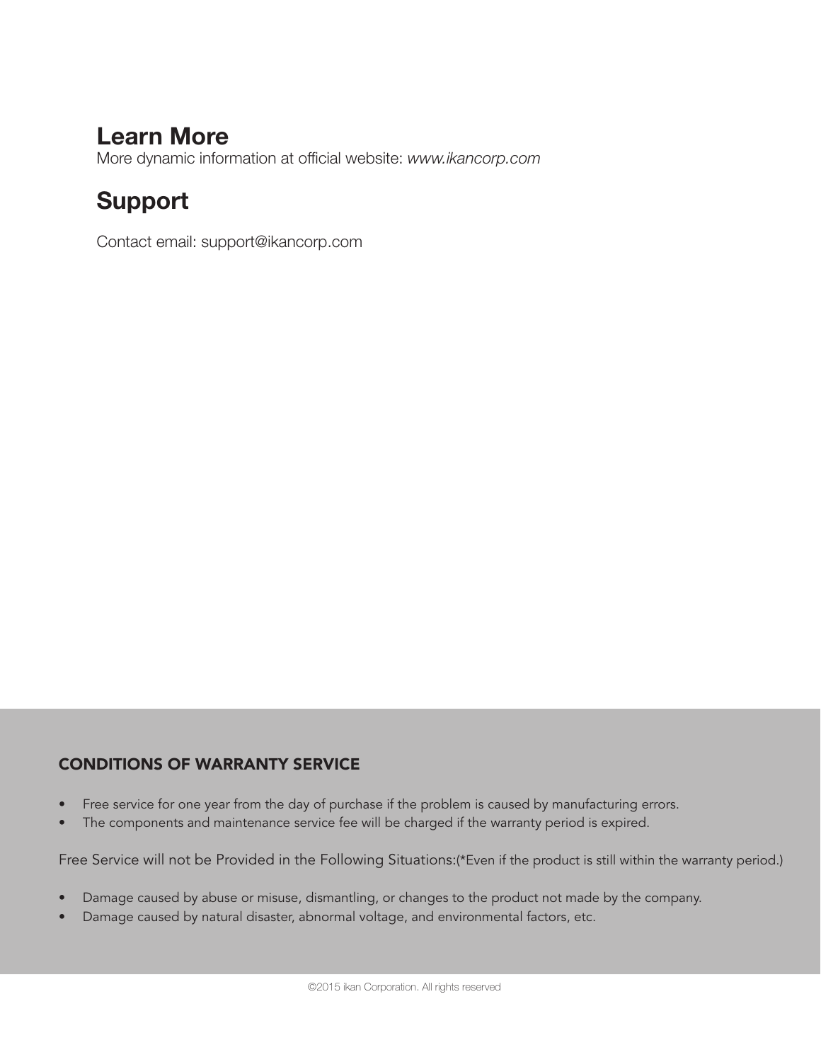## Learn More

More dynamic information at official website: *www.ikancorp.com*

## Support

Contact email: support@ikancorp.com

### CONDITIONS OF WARRANTY SERVICE

- Free service for one year from the day of purchase if the problem is caused by manufacturing errors.
- The components and maintenance service fee will be charged if the warranty period is expired.

Free Service will not be Provided in the Following Situations:(*Even if the product is still within the warranty period.)

- Damage caused by abuse or misuse, dismantling, or changes to the product not made by the company.
- Damage caused by natural disaster, abnormal voltage, and environmental factors, etc.

©2015 ikan Corporation. All rights reserved